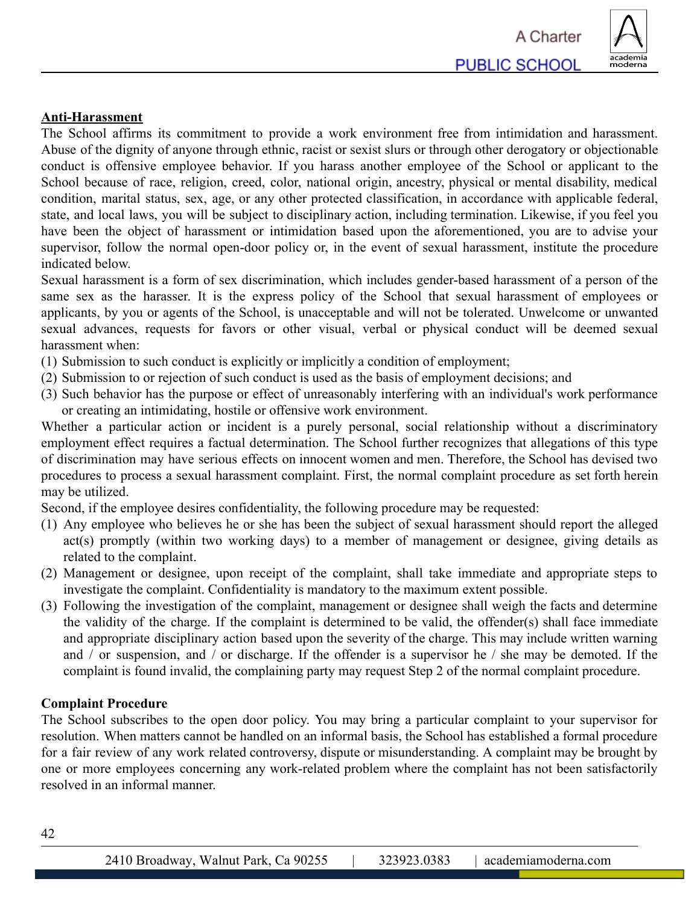**Anti-Harassment**

The School affirms its commitment to provide a work environment free from intimidation and harassment. Abuse of the dignity of anyone through ethnic, racist or sexist slurs or through other derogatory or objectionable conduct is offensive employee behavior. If you harass another employee of the School or applicant to the School because of race, religion, creed, color, national origin, ancestry, physical or mental disability, medical condition, marital status, sex, age, or any other protected classification, in accordance with applicable federal, state, and local laws, you will be subject to disciplinary action, including termination. Likewise, if you feel you have been the object of harassment or intimidation based upon the aforementioned, you are to advise your supervisor, follow the normal open-door policy or, in the event of sexual harassment, institute the procedure indicated below.

Sexual harassment is a form of sex discrimination, which includes gender-based harassment of a person of the same sex as the harasser. It is the express policy of the School that sexual harassment of employees or applicants, by you or agents of the School, is unacceptable and will not be tolerated. Unwelcome or unwanted sexual advances, requests for favors or other visual, verbal or physical conduct will be deemed sexual harassment when:

(1) Submission to such conduct is explicitly or implicitly a condition of employment;
(2) Submission to or rejection of such conduct is used as the basis of employment decisions; and
(3) Such behavior has the purpose or effect of unreasonably interfering with an individual's work performance or creating an intimidating, hostile or offensive work environment.

Whether a particular action or incident is a purely personal, social relationship without a discriminatory employment effect requires a factual determination. The School further recognizes that allegations of this type of discrimination may have serious effects on innocent women and men. Therefore, the School has devised two procedures to process a sexual harassment complaint. First, the normal complaint procedure as set forth herein may be utilized.

Second, if the employee desires confidentiality, the following procedure may be requested:

(1) Any employee who believes he or she has been the subject of sexual harassment should report the alleged act(s) promptly (within two working days) to a member of management or designee, giving details as related to the complaint.
(2) Management or designee, upon receipt of the complaint, shall take immediate and appropriate steps to investigate the complaint. Confidentiality is mandatory to the maximum extent possible.
(3) Following the investigation of the complaint, management or designee shall weigh the facts and determine the validity of the charge. If the complaint is determined to be valid, the offender(s) shall face immediate and appropriate disciplinary action based upon the severity of the charge. This may include written warning and / or suspension, and / or discharge. If the offender is a supervisor he / she may be demoted. If the complaint is found invalid, the complaining party may request Step 2 of the normal complaint procedure.

**Complaint Procedure**

The School subscribes to the open door policy. You may bring a particular complaint to your supervisor for resolution. When matters cannot be handled on an informal basis, the School has established a formal procedure for a fair review of any work related controversy, dispute or misunderstanding. A complaint may be brought by one or more employees concerning any work-related problem where the complaint has not been satisfactorily resolved in an informal manner.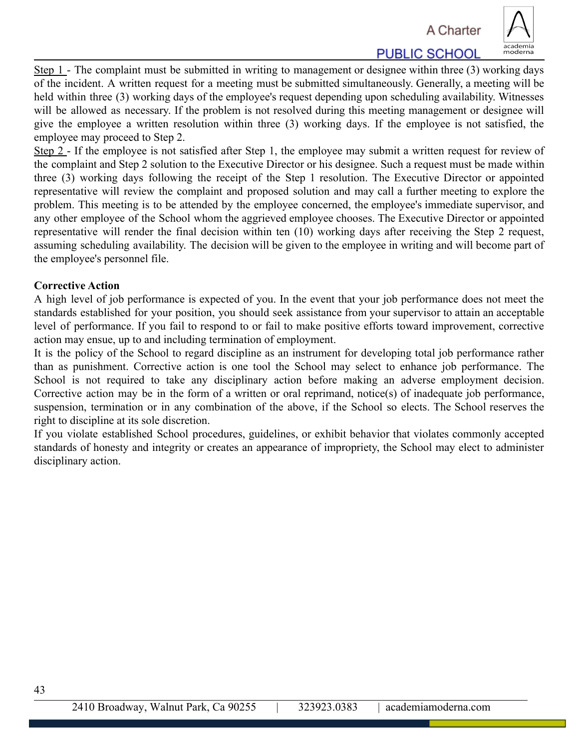Step 1 - The complaint must be submitted in writing to management or designee within three (3) working days of the incident. A written request for a meeting must be submitted simultaneously. Generally, a meeting will be held within three (3) working days of the employee's request depending upon scheduling availability. Witnesses will be allowed as necessary. If the problem is not resolved during this meeting management or designee will give the employee a written resolution within three (3) working days. If the employee is not satisfied, the employee may proceed to Step 2.

Step 2 - If the employee is not satisfied after Step 1, the employee may submit a written request for review of the complaint and Step 2 solution to the Executive Director or his designee. Such a request must be made within three (3) working days following the receipt of the Step 1 resolution. The Executive Director or appointed representative will review the complaint and proposed solution and may call a further meeting to explore the problem. This meeting is to be attended by the employee concerned, the employee's immediate supervisor, and any other employee of the School whom the aggrieved employee chooses. The Executive Director or appointed representative will render the final decision within ten (10) working days after receiving the Step 2 request, assuming scheduling availability. The decision will be given to the employee in writing and will become part of the employee's personnel file.

**Corrective Action**

A high level of job performance is expected of you. In the event that your job performance does not meet the standards established for your position, you should seek assistance from your supervisor to attain an acceptable level of performance. If you fail to respond to or fail to make positive efforts toward improvement, corrective action may ensue, up to and including termination of employment.

It is the policy of the School to regard discipline as an instrument for developing total job performance rather than as punishment. Corrective action is one tool the School may select to enhance job performance. The School is not required to take any disciplinary action before making an adverse employment decision. Corrective action may be in the form of a written or oral reprimand, notice(s) of inadequate job performance, suspension, termination or in any combination of the above, if the School so elects. The School reserves the right to discipline at its sole discretion.

If you violate established School procedures, guidelines, or exhibit behavior that violates commonly accepted standards of honesty and integrity or creates an appearance of impropriety, the School may elect to administer disciplinary action.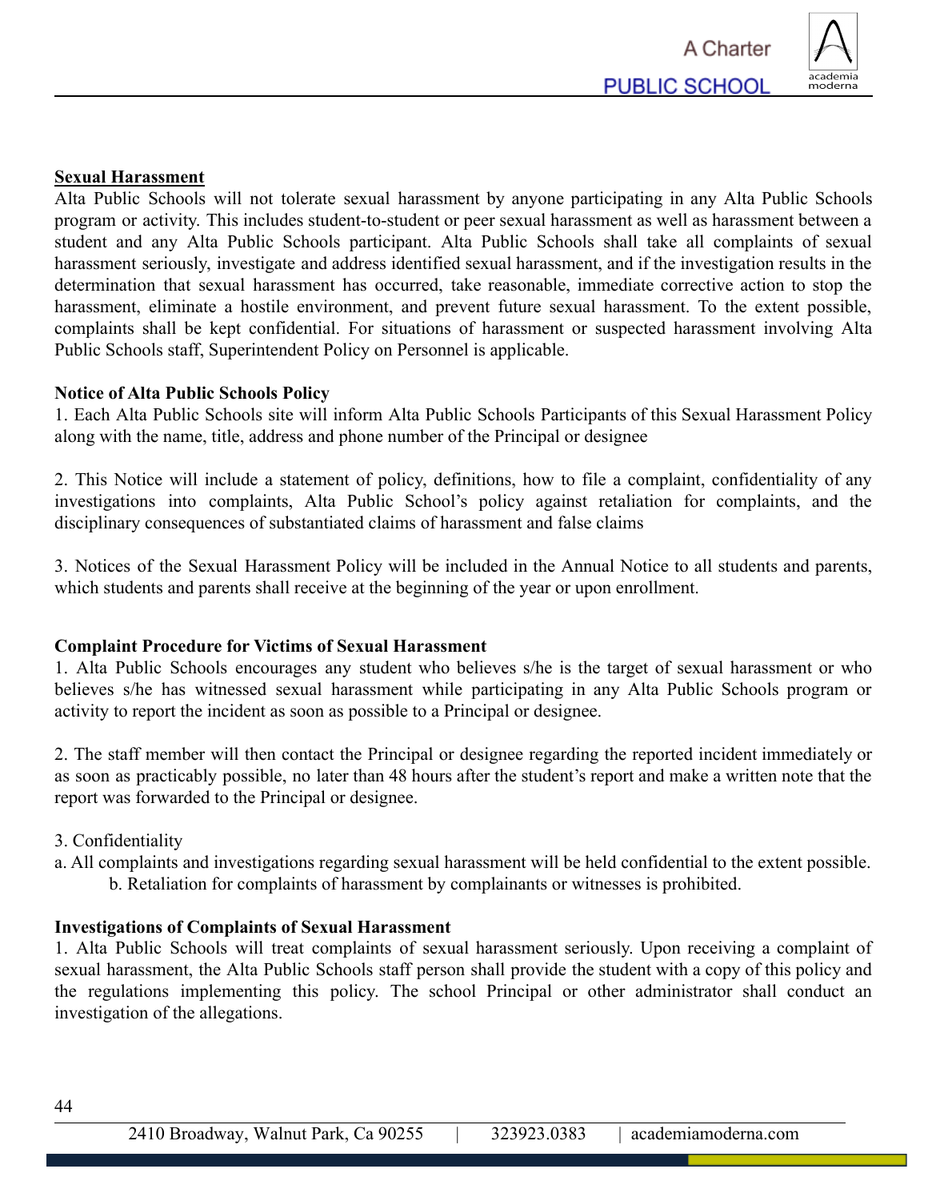**Sexual Harassment**

Alta Public Schools will not tolerate sexual harassment by anyone participating in any Alta Public Schools program or activity. This includes student-to-student or peer sexual harassment as well as harassment between a student and any Alta Public Schools participant. Alta Public Schools shall take all complaints of sexual harassment seriously, investigate and address identified sexual harassment, and if the investigation results in the determination that sexual harassment has occurred, take reasonable, immediate corrective action to stop the harassment, eliminate a hostile environment, and prevent future sexual harassment. To the extent possible, complaints shall be kept confidential. For situations of harassment or suspected harassment involving Alta Public Schools staff, Superintendent Policy on Personnel is applicable.

**Notice of Alta Public Schools Policy**

1. Each Alta Public Schools site will inform Alta Public Schools Participants of this Sexual Harassment Policy along with the name, title, address and phone number of the Principal or designee

2. This Notice will include a statement of policy, definitions, how to file a complaint, confidentiality of any investigations into complaints, Alta Public School's policy against retaliation for complaints, and the disciplinary consequences of substantiated claims of harassment and false claims

3. Notices of the Sexual Harassment Policy will be included in the Annual Notice to all students and parents, which students and parents shall receive at the beginning of the year or upon enrollment.

**Complaint Procedure for Victims of Sexual Harassment**

1. Alta Public Schools encourages any student who believes s/he is the target of sexual harassment or who believes s/he has witnessed sexual harassment while participating in any Alta Public Schools program or activity to report the incident as soon as possible to a Principal or designee.

2. The staff member will then contact the Principal or designee regarding the reported incident immediately or as soon as practicably possible, no later than 48 hours after the student's report and make a written note that the report was forwarded to the Principal or designee.

3. Confidentiality

a. All complaints and investigations regarding sexual harassment will be held confidential to the extent possible.

b. Retaliation for complaints of harassment by complainants or witnesses is prohibited.

**Investigations of Complaints of Sexual Harassment**

1. Alta Public Schools will treat complaints of sexual harassment seriously. Upon receiving a complaint of sexual harassment, the Alta Public Schools staff person shall provide the student with a copy of this policy and the regulations implementing this policy. The school Principal or other administrator shall conduct an investigation of the allegations.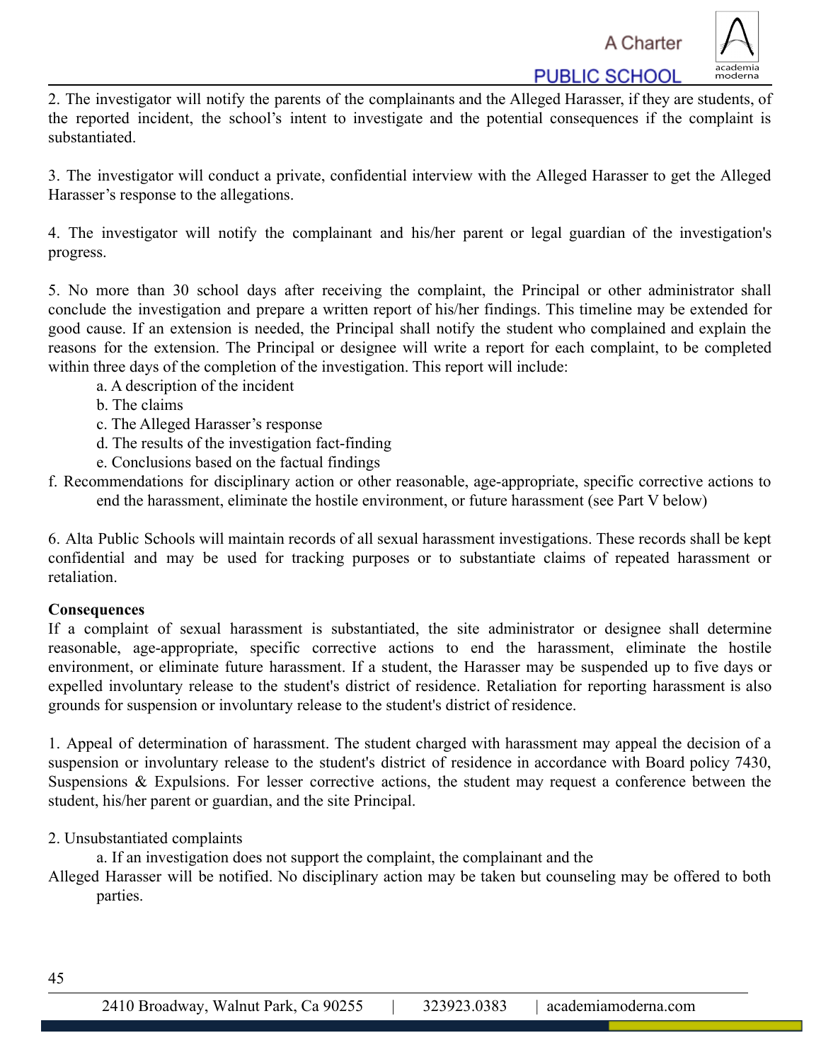2. The investigator will notify the parents of the complainants and the Alleged Harasser, if they are students, of the reported incident, the school's intent to investigate and the potential consequences if the complaint is substantiated.

3. The investigator will conduct a private, confidential interview with the Alleged Harasser to get the Alleged Harasser's response to the allegations.

4. The investigator will notify the complainant and his/her parent or legal guardian of the investigation's progress.

5. No more than 30 school days after receiving the complaint, the Principal or other administrator shall conclude the investigation and prepare a written report of his/her findings. This timeline may be extended for good cause. If an extension is needed, the Principal shall notify the student who complained and explain the reasons for the extension. The Principal or designee will write a report for each complaint, to be completed within three days of the completion of the investigation. This report will include:

   a. A description of the incident
   b. The claims
   c. The Alleged Harasser's response
   d. The results of the investigation fact-finding
   e. Conclusions based on the factual findings
   f. Recommendations for disciplinary action or other reasonable, age-appropriate, specific corrective actions to end the harassment, eliminate the hostile environment, or future harassment (see Part V below)

6. Alta Public Schools will maintain records of all sexual harassment investigations. These records shall be kept confidential and may be used for tracking purposes or to substantiate claims of repeated harassment or retaliation.

**Consequences**

If a complaint of sexual harassment is substantiated, the site administrator or designee shall determine reasonable, age-appropriate, specific corrective actions to end the harassment, eliminate the hostile environment, or eliminate future harassment. If a student, the Harasser may be suspended up to five days or expelled involuntary release to the student's district of residence. Retaliation for reporting harassment is also grounds for suspension or involuntary release to the student's district of residence.

1. Appeal of determination of harassment. The student charged with harassment may appeal the decision of a suspension or involuntary release to the student's district of residence in accordance with Board policy 7430, Suspensions & Expulsions. For lesser corrective actions, the student may request a conference between the student, his/her parent or guardian, and the site Principal.

2. Unsubstantiated complaints

   a. If an investigation does not support the complaint, the complainant and the Alleged Harasser will be notified. No disciplinary action may be taken but counseling may be offered to both parties.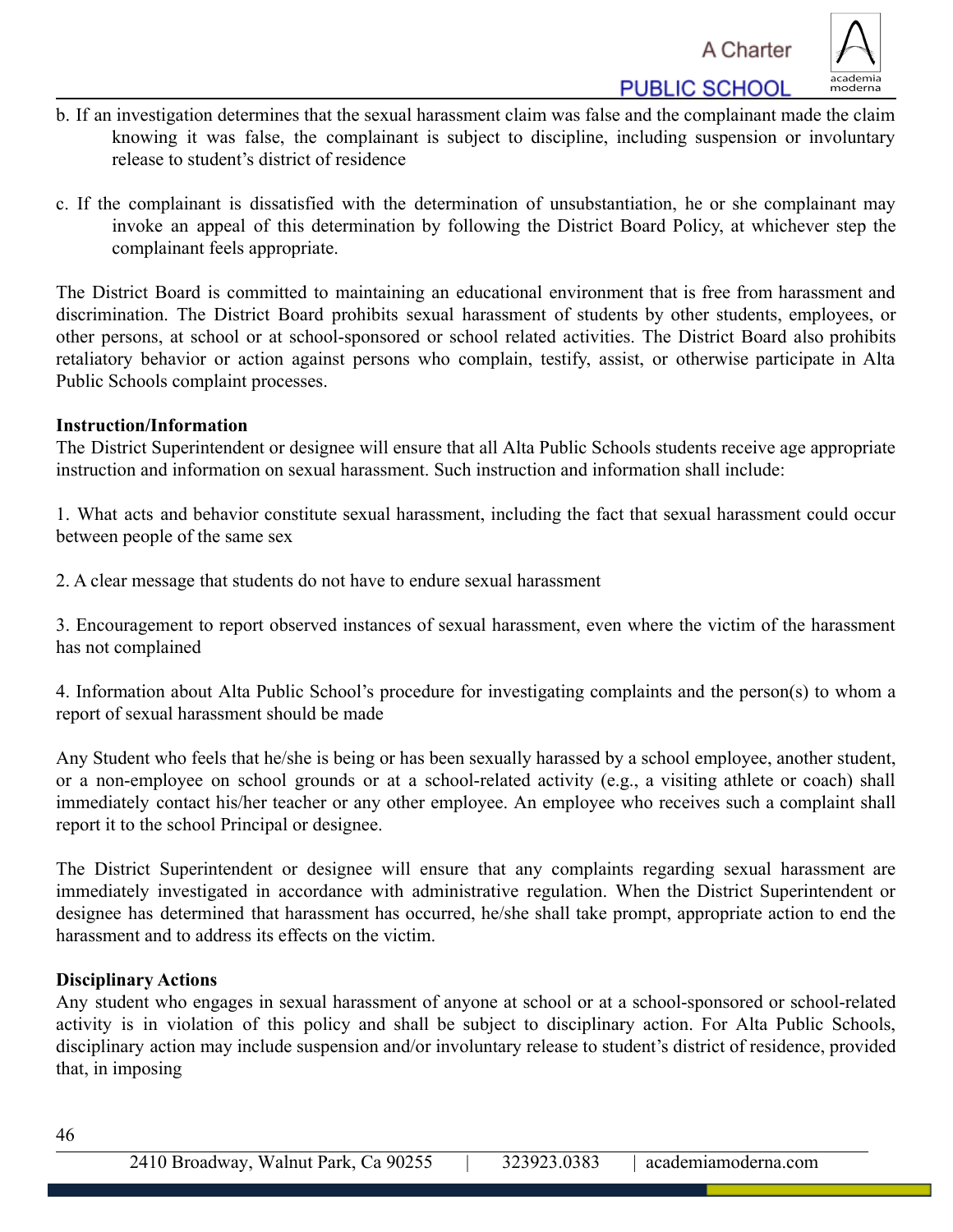b. If an investigation determines that the sexual harassment claim was false and the complainant made the claim knowing it was false, the complainant is subject to discipline, including suspension or involuntary release to student's district of residence

c. If the complainant is dissatisfied with the determination of unsubstantiation, he or she complainant may invoke an appeal of this determination by following the District Board Policy, at whichever step the complainant feels appropriate.

The District Board is committed to maintaining an educational environment that is free from harassment and discrimination. The District Board prohibits sexual harassment of students by other students, employees, or other persons, at school or at school-sponsored or school related activities. The District Board also prohibits retaliatory behavior or action against persons who complain, testify, assist, or otherwise participate in Alta Public Schools complaint processes.

**Instruction/Information**

The District Superintendent or designee will ensure that all Alta Public Schools students receive age appropriate instruction and information on sexual harassment. Such instruction and information shall include:

1. What acts and behavior constitute sexual harassment, including the fact that sexual harassment could occur between people of the same sex

2. A clear message that students do not have to endure sexual harassment

3. Encouragement to report observed instances of sexual harassment, even where the victim of the harassment has not complained

4. Information about Alta Public School's procedure for investigating complaints and the person(s) to whom a report of sexual harassment should be made

Any Student who feels that he/she is being or has been sexually harassed by a school employee, another student, or a non-employee on school grounds or at a school-related activity (e.g., a visiting athlete or coach) shall immediately contact his/her teacher or any other employee. An employee who receives such a complaint shall report it to the school Principal or designee.

The District Superintendent or designee will ensure that any complaints regarding sexual harassment are immediately investigated in accordance with administrative regulation. When the District Superintendent or designee has determined that harassment has occurred, he/she shall take prompt, appropriate action to end the harassment and to address its effects on the victim.

**Disciplinary Actions**

Any student who engages in sexual harassment of anyone at school or at a school-sponsored or school-related activity is in violation of this policy and shall be subject to disciplinary action. For Alta Public Schools, disciplinary action may include suspension and/or involuntary release to student's district of residence, provided that, in imposing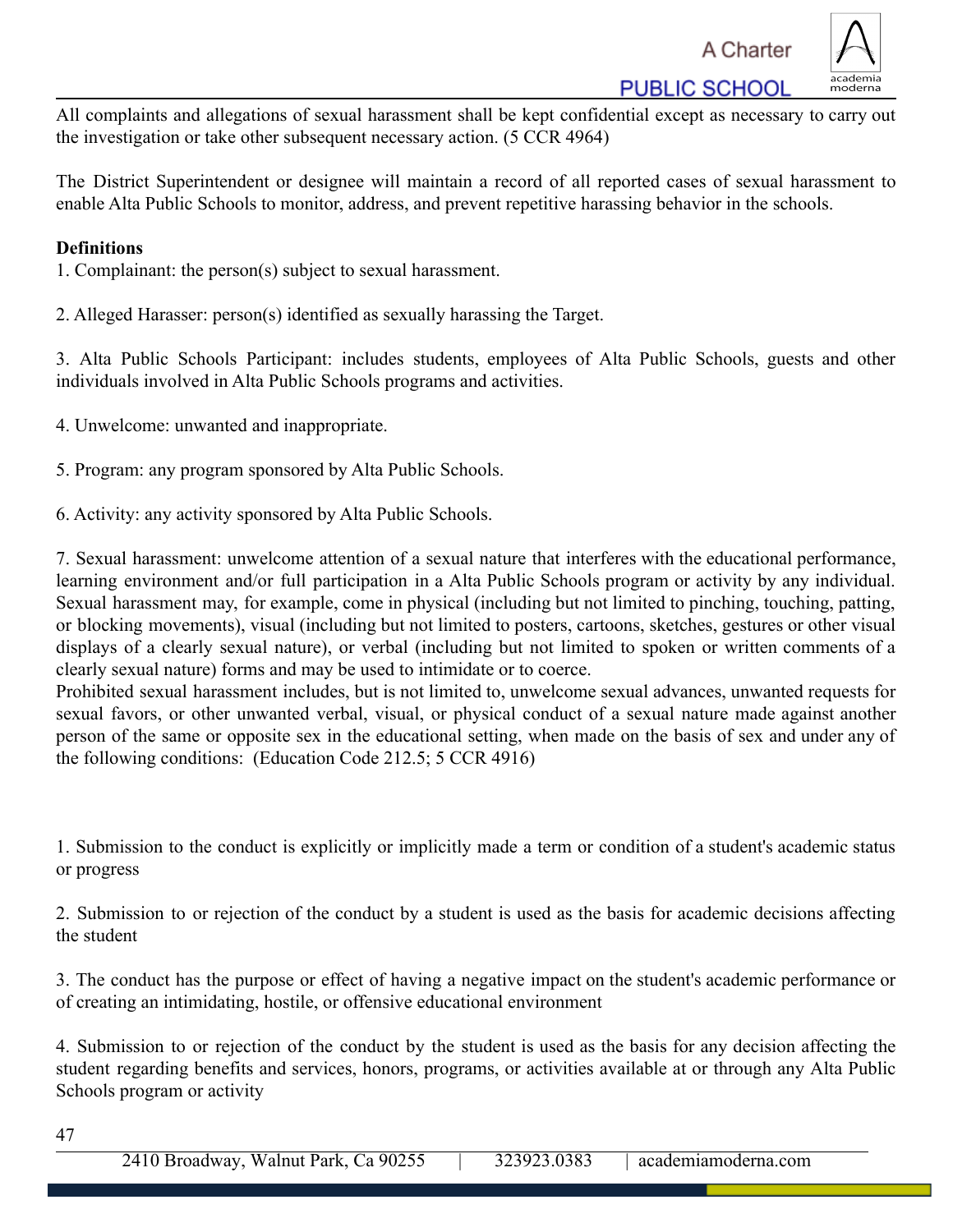All complaints and allegations of sexual harassment shall be kept confidential except as necessary to carry out the investigation or take other subsequent necessary action. (5 CCR 4964)

The District Superintendent or designee will maintain a record of all reported cases of sexual harassment to enable Alta Public Schools to monitor, address, and prevent repetitive harassing behavior in the schools.

**Definitions**

1. Complainant: the person(s) subject to sexual harassment.

2. Alleged Harasser: person(s) identified as sexually harassing the Target.

3. Alta Public Schools Participant: includes students, employees of Alta Public Schools, guests and other individuals involved in Alta Public Schools programs and activities.

4. Unwelcome: unwanted and inappropriate.

5. Program: any program sponsored by Alta Public Schools.

6. Activity: any activity sponsored by Alta Public Schools.

7. Sexual harassment: unwelcome attention of a sexual nature that interferes with the educational performance, learning environment and/or full participation in a Alta Public Schools program or activity by any individual. Sexual harassment may, for example, come in physical (including but not limited to pinching, touching, patting, or blocking movements), visual (including but not limited to posters, cartoons, sketches, gestures or other visual displays of a clearly sexual nature), or verbal (including but not limited to spoken or written comments of a clearly sexual nature) forms and may be used to intimidate or to coerce.
Prohibited sexual harassment includes, but is not limited to, unwelcome sexual advances, unwanted requests for sexual favors, or other unwanted verbal, visual, or physical conduct of a sexual nature made against another person of the same or opposite sex in the educational setting, when made on the basis of sex and under any of the following conditions: (Education Code 212.5; 5 CCR 4916)

1. Submission to the conduct is explicitly or implicitly made a term or condition of a student's academic status or progress

2. Submission to or rejection of the conduct by a student is used as the basis for academic decisions affecting the student

3. The conduct has the purpose or effect of having a negative impact on the student's academic performance or of creating an intimidating, hostile, or offensive educational environment

4. Submission to or rejection of the conduct by the student is used as the basis for any decision affecting the student regarding benefits and services, honors, programs, or activities available at or through any Alta Public Schools program or activity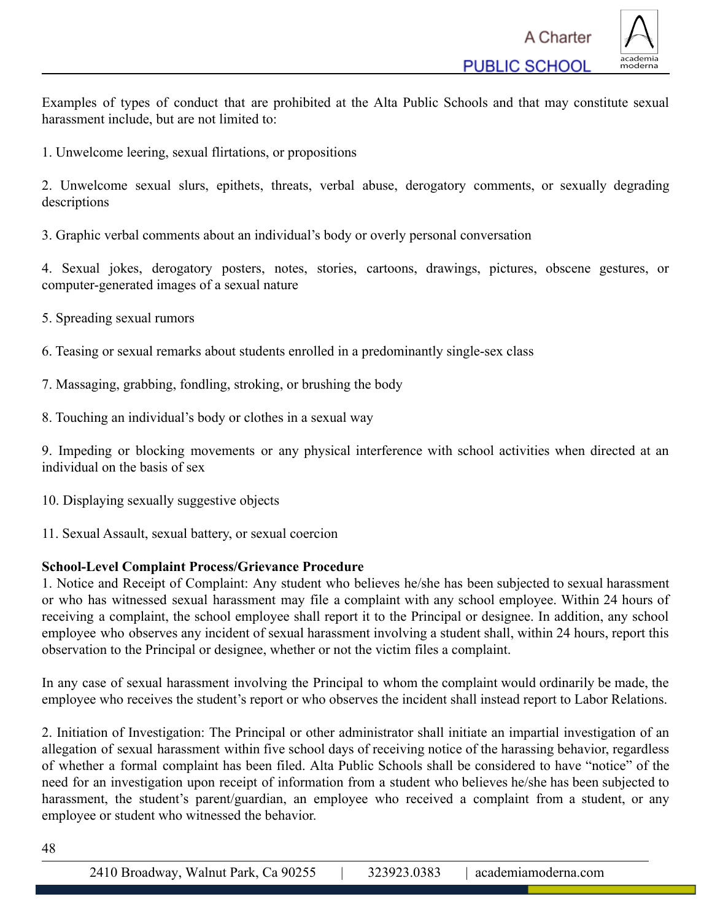Examples of types of conduct that are prohibited at the Alta Public Schools and that may constitute sexual harassment include, but are not limited to:

1. Unwelcome leering, sexual flirtations, or propositions

2. Unwelcome sexual slurs, epithets, threats, verbal abuse, derogatory comments, or sexually degrading descriptions

3. Graphic verbal comments about an individual's body or overly personal conversation

4. Sexual jokes, derogatory posters, notes, stories, cartoons, drawings, pictures, obscene gestures, or computer-generated images of a sexual nature

5. Spreading sexual rumors

6. Teasing or sexual remarks about students enrolled in a predominantly single-sex class

7. Massaging, grabbing, fondling, stroking, or brushing the body

8. Touching an individual's body or clothes in a sexual way

9. Impeding or blocking movements or any physical interference with school activities when directed at an individual on the basis of sex

10. Displaying sexually suggestive objects

11. Sexual Assault, sexual battery, or sexual coercion

**School-Level Complaint Process/Grievance Procedure**

1. Notice and Receipt of Complaint: Any student who believes he/she has been subjected to sexual harassment or who has witnessed sexual harassment may file a complaint with any school employee. Within 24 hours of receiving a complaint, the school employee shall report it to the Principal or designee. In addition, any school employee who observes any incident of sexual harassment involving a student shall, within 24 hours, report this observation to the Principal or designee, whether or not the victim files a complaint.

In any case of sexual harassment involving the Principal to whom the complaint would ordinarily be made, the employee who receives the student's report or who observes the incident shall instead report to Labor Relations.

2. Initiation of Investigation: The Principal or other administrator shall initiate an impartial investigation of an allegation of sexual harassment within five school days of receiving notice of the harassing behavior, regardless of whether a formal complaint has been filed. Alta Public Schools shall be considered to have "notice" of the need for an investigation upon receipt of information from a student who believes he/she has been subjected to harassment, the student's parent/guardian, an employee who received a complaint from a student, or any employee or student who witnessed the behavior.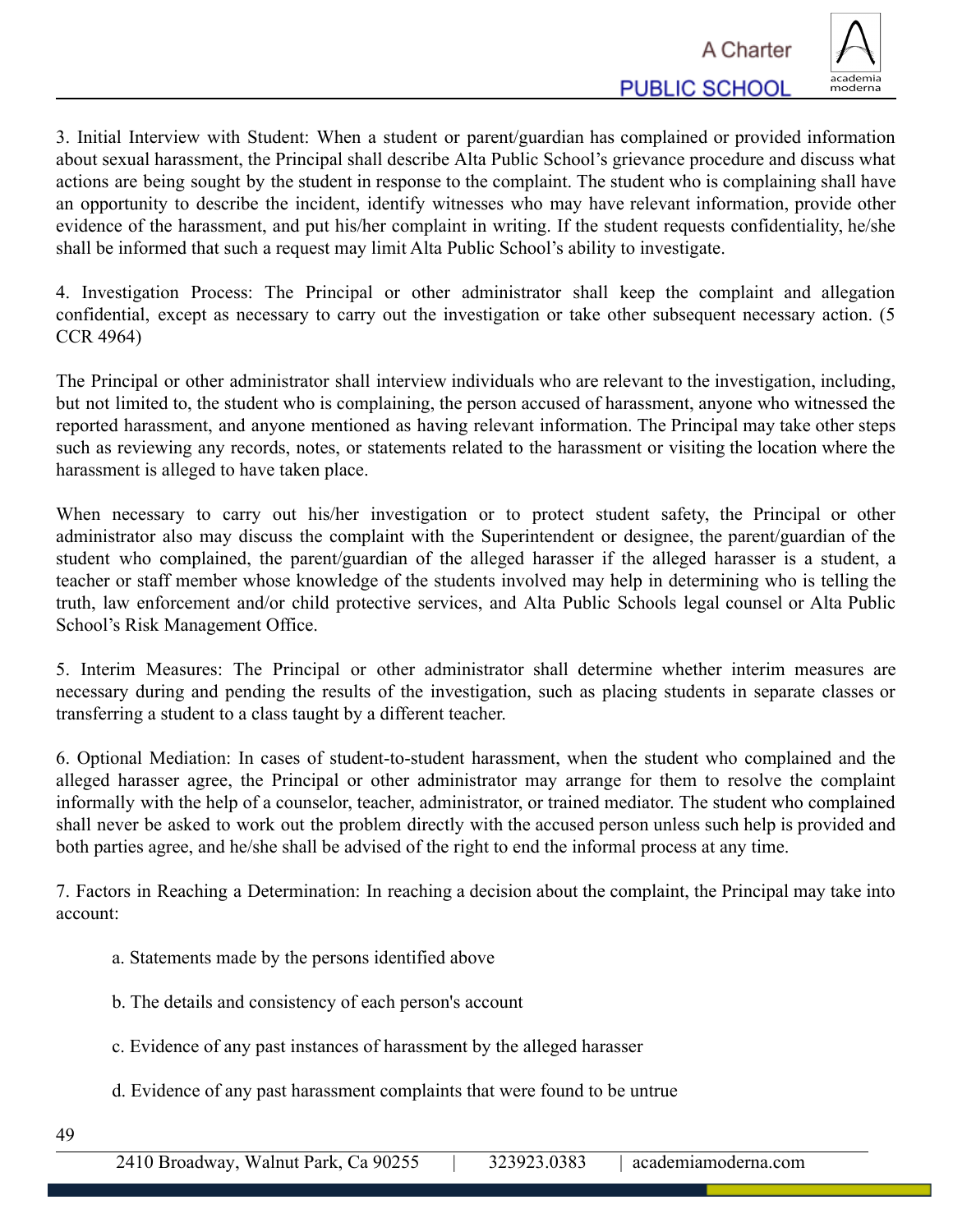3. Initial Interview with Student: When a student or parent/guardian has complained or provided information about sexual harassment, the Principal shall describe Alta Public School's grievance procedure and discuss what actions are being sought by the student in response to the complaint. The student who is complaining shall have an opportunity to describe the incident, identify witnesses who may have relevant information, provide other evidence of the harassment, and put his/her complaint in writing. If the student requests confidentiality, he/she shall be informed that such a request may limit Alta Public School's ability to investigate.

4. Investigation Process: The Principal or other administrator shall keep the complaint and allegation confidential, except as necessary to carry out the investigation or take other subsequent necessary action. (5 CCR 4964)

The Principal or other administrator shall interview individuals who are relevant to the investigation, including, but not limited to, the student who is complaining, the person accused of harassment, anyone who witnessed the reported harassment, and anyone mentioned as having relevant information. The Principal may take other steps such as reviewing any records, notes, or statements related to the harassment or visiting the location where the harassment is alleged to have taken place.

When necessary to carry out his/her investigation or to protect student safety, the Principal or other administrator also may discuss the complaint with the Superintendent or designee, the parent/guardian of the student who complained, the parent/guardian of the alleged harasser if the alleged harasser is a student, a teacher or staff member whose knowledge of the students involved may help in determining who is telling the truth, law enforcement and/or child protective services, and Alta Public Schools legal counsel or Alta Public School's Risk Management Office.

5. Interim Measures: The Principal or other administrator shall determine whether interim measures are necessary during and pending the results of the investigation, such as placing students in separate classes or transferring a student to a class taught by a different teacher.

6. Optional Mediation: In cases of student-to-student harassment, when the student who complained and the alleged harasser agree, the Principal or other administrator may arrange for them to resolve the complaint informally with the help of a counselor, teacher, administrator, or trained mediator. The student who complained shall never be asked to work out the problem directly with the accused person unless such help is provided and both parties agree, and he/she shall be advised of the right to end the informal process at any time.

7. Factors in Reaching a Determination: In reaching a decision about the complaint, the Principal may take into account:

   a. Statements made by the persons identified above

   b. The details and consistency of each person's account

   c. Evidence of any past instances of harassment by the alleged harasser

   d. Evidence of any past harassment complaints that were found to be untrue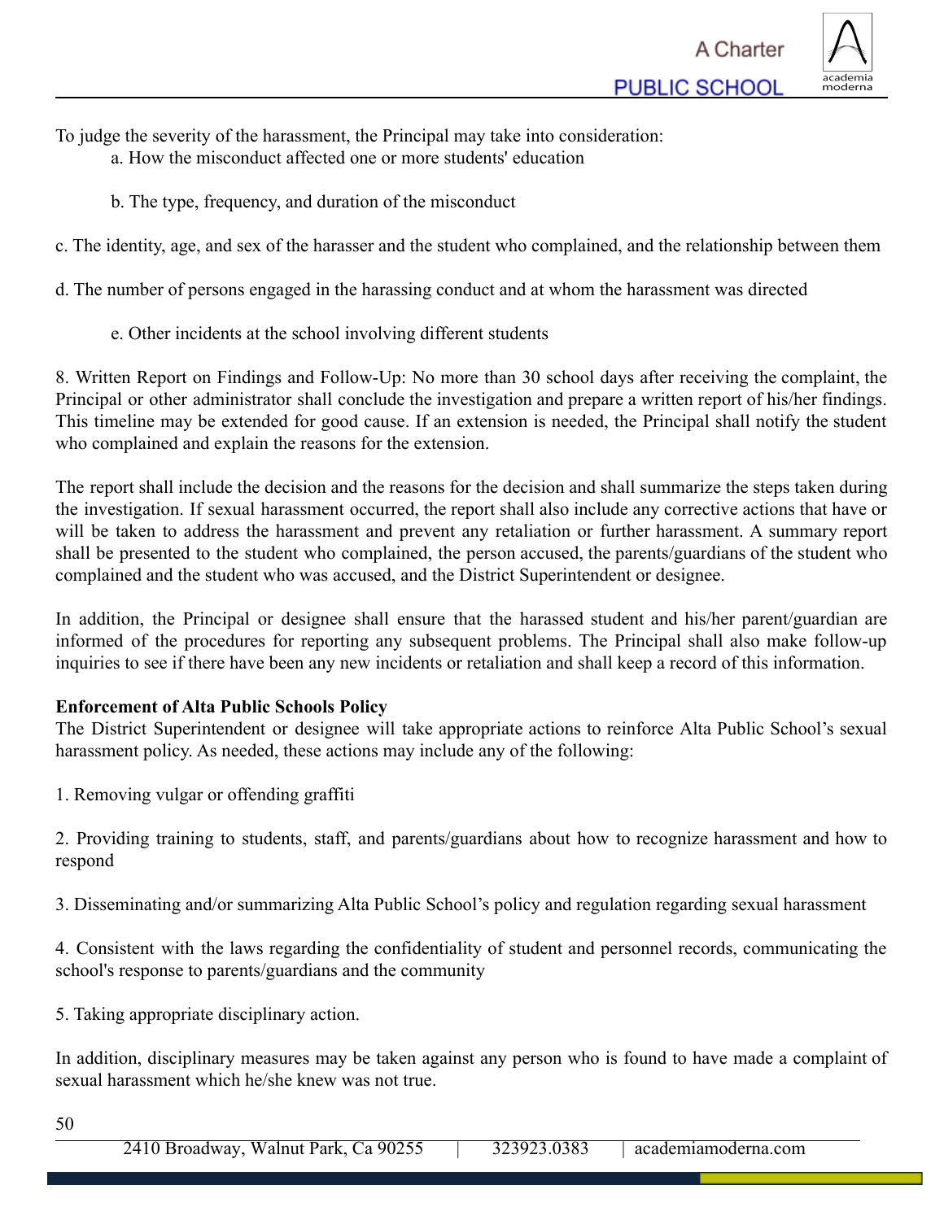To judge the severity of the harassment, the Principal may take into consideration:

a. How the misconduct affected one or more students' education

b. The type, frequency, and duration of the misconduct

c. The identity, age, and sex of the harasser and the student who complained, and the relationship between them

d. The number of persons engaged in the harassing conduct and at whom the harassment was directed

e. Other incidents at the school involving different students

8. Written Report on Findings and Follow-Up: No more than 30 school days after receiving the complaint, the Principal or other administrator shall conclude the investigation and prepare a written report of his/her findings. This timeline may be extended for good cause. If an extension is needed, the Principal shall notify the student who complained and explain the reasons for the extension.

The report shall include the decision and the reasons for the decision and shall summarize the steps taken during the investigation. If sexual harassment occurred, the report shall also include any corrective actions that have or will be taken to address the harassment and prevent any retaliation or further harassment. A summary report shall be presented to the student who complained, the person accused, the parents/guardians of the student who complained and the student who was accused, and the District Superintendent or designee.

In addition, the Principal or designee shall ensure that the harassed student and his/her parent/guardian are informed of the procedures for reporting any subsequent problems. The Principal shall also make follow-up inquiries to see if there have been any new incidents or retaliation and shall keep a record of this information.

**Enforcement of Alta Public Schools Policy**

The District Superintendent or designee will take appropriate actions to reinforce Alta Public School's sexual harassment policy. As needed, these actions may include any of the following:

1. Removing vulgar or offending graffiti

2. Providing training to students, staff, and parents/guardians about how to recognize harassment and how to respond

3. Disseminating and/or summarizing Alta Public School's policy and regulation regarding sexual harassment

4. Consistent with the laws regarding the confidentiality of student and personnel records, communicating the school's response to parents/guardians and the community

5. Taking appropriate disciplinary action.

In addition, disciplinary measures may be taken against any person who is found to have made a complaint of sexual harassment which he/she knew was not true.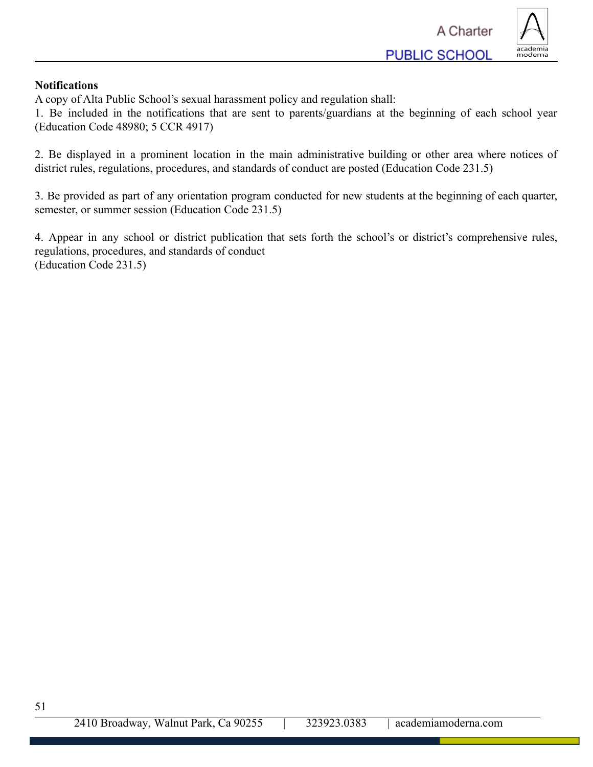**Notifications**

A copy of Alta Public School's sexual harassment policy and regulation shall:

1. Be included in the notifications that are sent to parents/guardians at the beginning of each school year (Education Code 48980; 5 CCR 4917)

2. Be displayed in a prominent location in the main administrative building or other area where notices of district rules, regulations, procedures, and standards of conduct are posted (Education Code 231.5)

3. Be provided as part of any orientation program conducted for new students at the beginning of each quarter, semester, or summer session (Education Code 231.5)

4. Appear in any school or district publication that sets forth the school's or district's comprehensive rules, regulations, procedures, and standards of conduct
(Education Code 231.5)